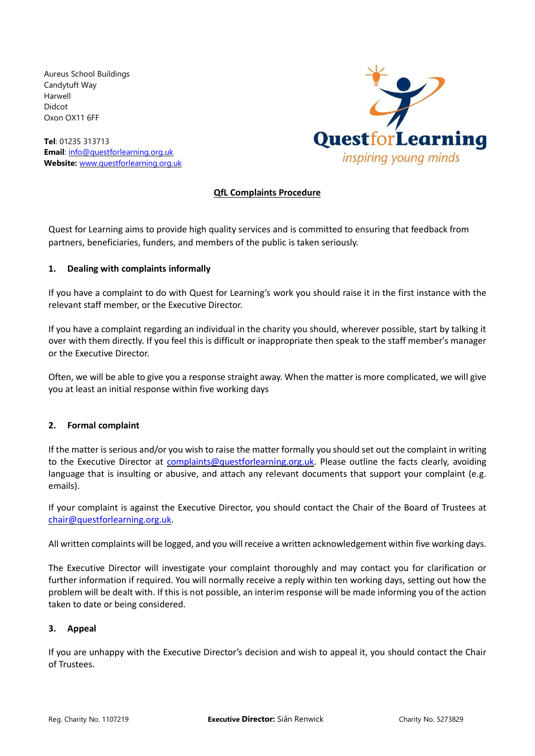Aureus School Buildings
Candytuft Way
Harwell
Didcot
Oxon OX11 6FF

**Tel**: 01235 313713
**Email**: info@questforlearning.org.uk
**Website:** www.questforlearning.org.uk

QuestforLearning
*inspiring young minds*

# QfL Complaints Procedure

Quest for Learning aims to provide high quality services and is committed to ensuring that feedback from partners, beneficiaries, funders, and members of the public is taken seriously.

## 1. Dealing with complaints informally

If you have a complaint to do with Quest for Learning's work you should raise it in the first instance with the relevant staff member, or the Executive Director.

If you have a complaint regarding an individual in the charity you should, wherever possible, start by talking it over with them directly. If you feel this is difficult or inappropriate then speak to the staff member's manager or the Executive Director.

Often, we will be able to give you a response straight away. When the matter is more complicated, we will give you at least an initial response within five working days

## 2. Formal complaint

If the matter is serious and/or you wish to raise the matter formally you should set out the complaint in writing to the Executive Director at complaints@questforlearning.org.uk. Please outline the facts clearly, avoiding language that is insulting or abusive, and attach any relevant documents that support your complaint (e.g. emails).

If your complaint is against the Executive Director, you should contact the Chair of the Board of Trustees at chair@questforlearning.org.uk.

All written complaints will be logged, and you will receive a written acknowledgement within five working days.

The Executive Director will investigate your complaint thoroughly and may contact you for clarification or further information if required. You will normally receive a reply within ten working days, setting out how the problem will be dealt with. If this is not possible, an interim response will be made informing you of the action taken to date or being considered.

## 3. Appeal

If you are unhappy with the Executive Director's decision and wish to appeal it, you should contact the Chair of Trustees.

Reg. Charity No. 1107219 **Executive Director:** Siân Renwick Charity No. 5273829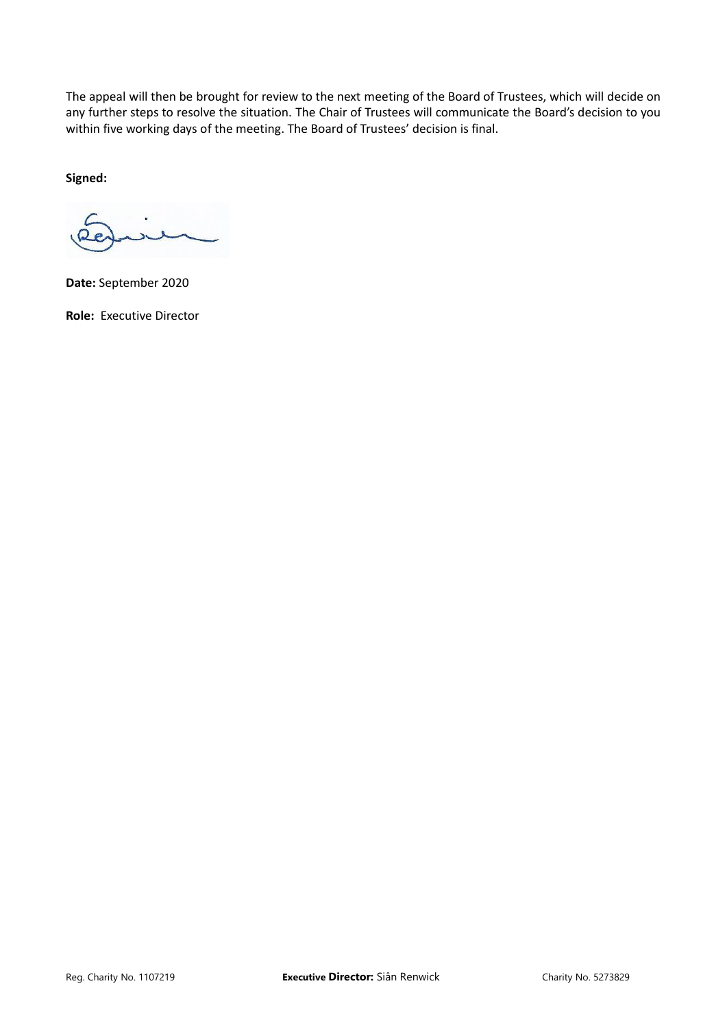The appeal will then be brought for review to the next meeting of the Board of Trustees, which will decide on any further steps to resolve the situation. The Chair of Trustees will communicate the Board's decision to you within five working days of the meeting. The Board of Trustees' decision is final.

**Signed:**

**Date:** September 2020

**Role:** Executive Director